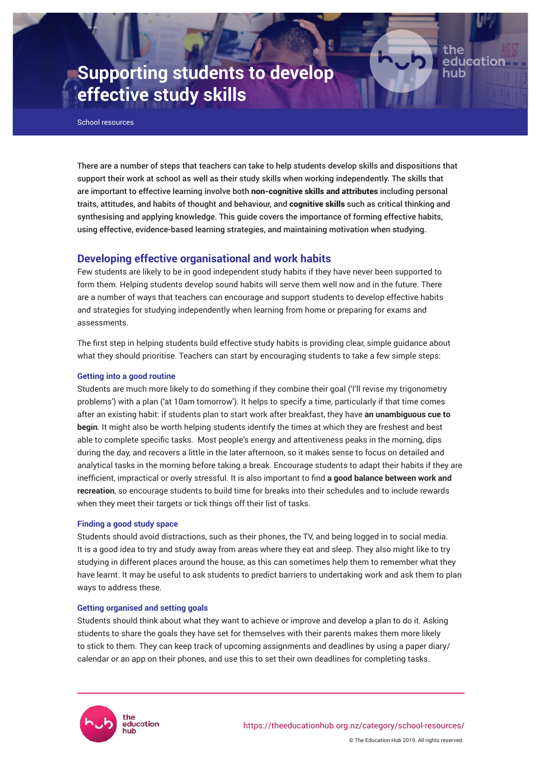# Supporting students to develop effective study skills

School resources

There are a number of steps that teachers can take to help students develop skills and dispositions that support their work at school as well as their study skills when working independently. The skills that are important to effective learning involve both **non-cognitive skills and attributes** including personal traits, attitudes, and habits of thought and behaviour, and **cognitive skills** such as critical thinking and synthesising and applying knowledge. This guide covers the importance of forming effective habits, using effective, evidence-based learning strategies, and maintaining motivation when studying.

## Developing effective organisational and work habits

Few students are likely to be in good independent study habits if they have never been supported to form them. Helping students develop sound habits will serve them well now and in the future. There are a number of ways that teachers can encourage and support students to develop effective habits and strategies for studying independently when learning from home or preparing for exams and assessments.

The first step in helping students build effective study habits is providing clear, simple guidance about what they should prioritise. Teachers can start by encouraging students to take a few simple steps:

### Getting into a good routine

Students are much more likely to do something if they combine their goal ('I'll revise my trigonometry problems') with a plan ('at 10am tomorrow'). It helps to specify a time, particularly if that time comes after an existing habit: if students plan to start work after breakfast, they have **an unambiguous cue to begin**. It might also be worth helping students identify the times at which they are freshest and best able to complete specific tasks. Most people's energy and attentiveness peaks in the morning, dips during the day, and recovers a little in the later afternoon, so it makes sense to focus on detailed and analytical tasks in the morning before taking a break. Encourage students to adapt their habits if they are inefficient, impractical or overly stressful. It is also important to find **a good balance between work and recreation**, so encourage students to build time for breaks into their schedules and to include rewards when they meet their targets or tick things off their list of tasks.

### Finding a good study space

Students should avoid distractions, such as their phones, the TV, and being logged in to social media. It is a good idea to try and study away from areas where they eat and sleep. They also might like to try studying in different places around the house, as this can sometimes help them to remember what they have learnt. It may be useful to ask students to predict barriers to undertaking work and ask them to plan ways to address these.

### Getting organised and setting goals

Students should think about what they want to achieve or improve and develop a plan to do it. Asking students to share the goals they have set for themselves with their parents makes them more likely to stick to them. They can keep track of upcoming assignments and deadlines by using a paper diary/calendar or an app on their phones, and use this to set their own deadlines for completing tasks.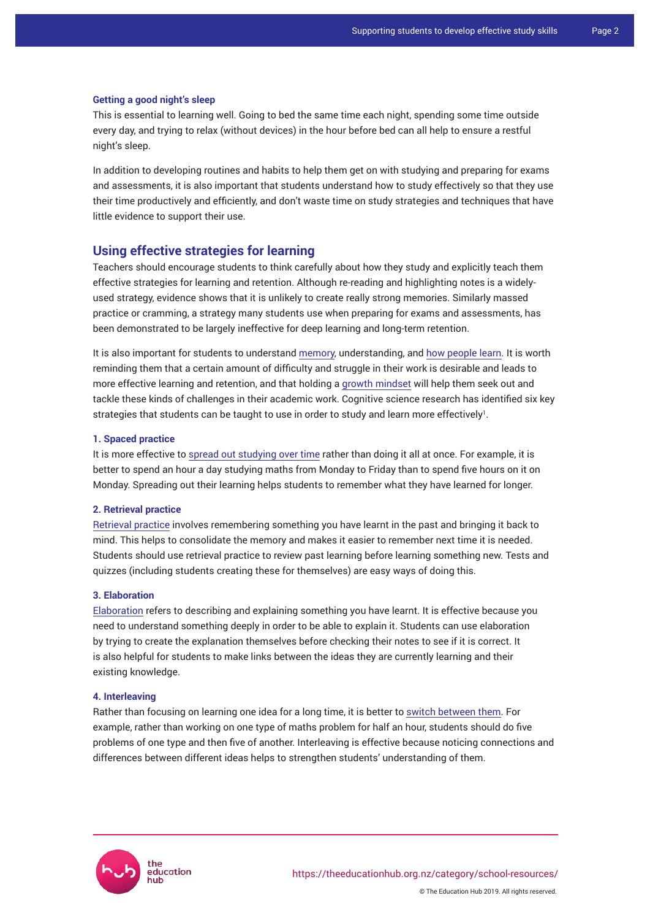### Getting a good night's sleep

This is essential to learning well. Going to bed the same time each night, spending some time outside every day, and trying to relax (without devices) in the hour before bed can all help to ensure a restful night's sleep.

In addition to developing routines and habits to help them get on with studying and preparing for exams and assessments, it is also important that students understand how to study effectively so that they use their time productively and efficiently, and don't waste time on study strategies and techniques that have little evidence to support their use.

## Using effective strategies for learning

Teachers should encourage students to think carefully about how they study and explicitly teach them effective strategies for learning and retention. Although re-reading and highlighting notes is a widely-used strategy, evidence shows that it is unlikely to create really strong memories. Similarly massed practice or cramming, a strategy many students use when preparing for exams and assessments, has been demonstrated to be largely ineffective for deep learning and long-term retention.

It is also important for students to understand memory, understanding, and how people learn. It is worth reminding them that a certain amount of difficulty and struggle in their work is desirable and leads to more effective learning and retention, and that holding a growth mindset will help them seek out and tackle these kinds of challenges in their academic work. Cognitive science research has identified six key strategies that students can be taught to use in order to study and learn more effectively[1].

### 1. Spaced practice

It is more effective to spread out studying over time rather than doing it all at once. For example, it is better to spend an hour a day studying maths from Monday to Friday than to spend five hours on it on Monday. Spreading out their learning helps students to remember what they have learned for longer.

### 2. Retrieval practice

Retrieval practice involves remembering something you have learnt in the past and bringing it back to mind. This helps to consolidate the memory and makes it easier to remember next time it is needed. Students should use retrieval practice to review past learning before learning something new. Tests and quizzes (including students creating these for themselves) are easy ways of doing this.

### 3. Elaboration

Elaboration refers to describing and explaining something you have learnt. It is effective because you need to understand something deeply in order to be able to explain it. Students can use elaboration by trying to create the explanation themselves before checking their notes to see if it is correct. It is also helpful for students to make links between the ideas they are currently learning and their existing knowledge.

### 4. Interleaving

Rather than focusing on learning one idea for a long time, it is better to switch between them. For example, rather than working on one type of maths problem for half an hour, students should do five problems of one type and then five of another. Interleaving is effective because noticing connections and differences between different ideas helps to strengthen students' understanding of them.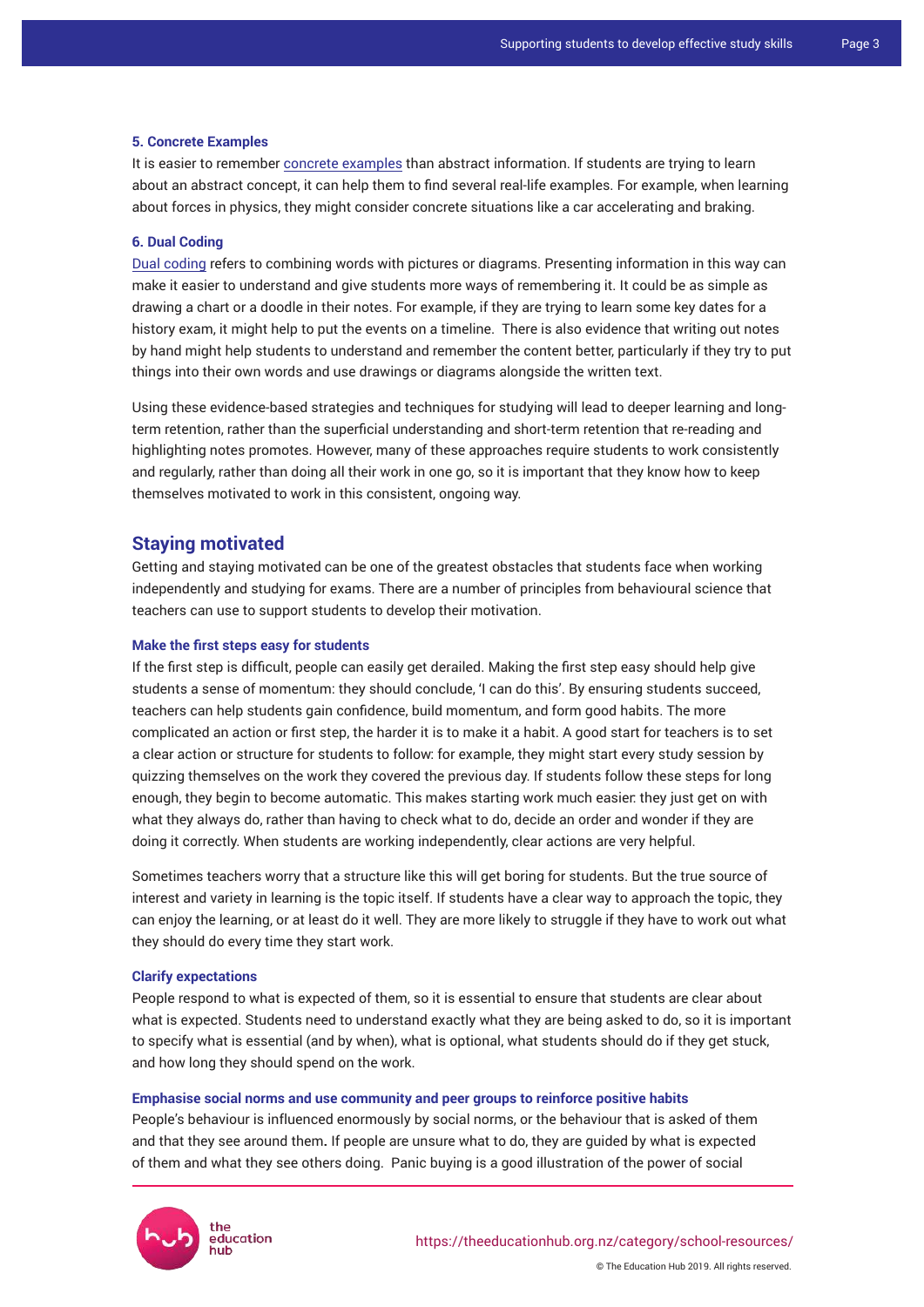### 5. Concrete Examples

It is easier to remember concrete examples than abstract information. If students are trying to learn about an abstract concept, it can help them to find several real-life examples. For example, when learning about forces in physics, they might consider concrete situations like a car accelerating and braking.

### 6. Dual Coding

Dual coding refers to combining words with pictures or diagrams. Presenting information in this way can make it easier to understand and give students more ways of remembering it. It could be as simple as drawing a chart or a doodle in their notes. For example, if they are trying to learn some key dates for a history exam, it might help to put the events on a timeline. There is also evidence that writing out notes by hand might help students to understand and remember the content better, particularly if they try to put things into their own words and use drawings or diagrams alongside the written text.

Using these evidence-based strategies and techniques for studying will lead to deeper learning and long-term retention, rather than the superficial understanding and short-term retention that re-reading and highlighting notes promotes. However, many of these approaches require students to work consistently and regularly, rather than doing all their work in one go, so it is important that they know how to keep themselves motivated to work in this consistent, ongoing way.

## Staying motivated

Getting and staying motivated can be one of the greatest obstacles that students face when working independently and studying for exams. There are a number of principles from behavioural science that teachers can use to support students to develop their motivation.

### Make the first steps easy for students

If the first step is difficult, people can easily get derailed. Making the first step easy should help give students a sense of momentum: they should conclude, 'I can do this'. By ensuring students succeed, teachers can help students gain confidence, build momentum, and form good habits. The more complicated an action or first step, the harder it is to make it a habit. A good start for teachers is to set a clear action or structure for students to follow: for example, they might start every study session by quizzing themselves on the work they covered the previous day. If students follow these steps for long enough, they begin to become automatic. This makes starting work much easier: they just get on with what they always do, rather than having to check what to do, decide an order and wonder if they are doing it correctly. When students are working independently, clear actions are very helpful.

Sometimes teachers worry that a structure like this will get boring for students. But the true source of interest and variety in learning is the topic itself. If students have a clear way to approach the topic, they can enjoy the learning, or at least do it well. They are more likely to struggle if they have to work out what they should do every time they start work.

### Clarify expectations

People respond to what is expected of them, so it is essential to ensure that students are clear about what is expected. Students need to understand exactly what they are being asked to do, so it is important to specify what is essential (and by when), what is optional, what students should do if they get stuck, and how long they should spend on the work.

### Emphasise social norms and use community and peer groups to reinforce positive habits

People's behaviour is influenced enormously by social norms, or the behaviour that is asked of them and that they see around them**.** If people are unsure what to do, they are guided by what is expected of them and what they see others doing. Panic buying is a good illustration of the power of social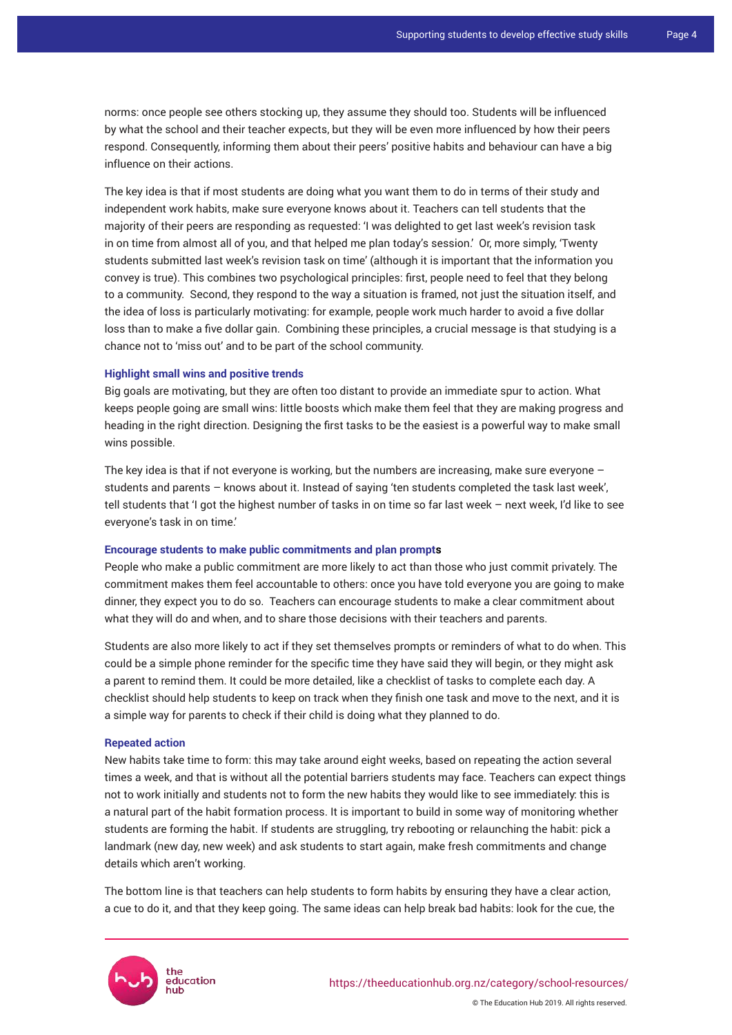norms: once people see others stocking up, they assume they should too. Students will be influenced by what the school and their teacher expects, but they will be even more influenced by how their peers respond. Consequently, informing them about their peers' positive habits and behaviour can have a big influence on their actions.

The key idea is that if most students are doing what you want them to do in terms of their study and independent work habits, make sure everyone knows about it. Teachers can tell students that the majority of their peers are responding as requested: 'I was delighted to get last week's revision task in on time from almost all of you, and that helped me plan today's session.' Or, more simply, 'Twenty students submitted last week's revision task on time' (although it is important that the information you convey is true). This combines two psychological principles: first, people need to feel that they belong to a community. Second, they respond to the way a situation is framed, not just the situation itself, and the idea of loss is particularly motivating: for example, people work much harder to avoid a five dollar loss than to make a five dollar gain. Combining these principles, a crucial message is that studying is a chance not to 'miss out' and to be part of the school community.

### Highlight small wins and positive trends

Big goals are motivating, but they are often too distant to provide an immediate spur to action. What keeps people going are small wins: little boosts which make them feel that they are making progress and heading in the right direction. Designing the first tasks to be the easiest is a powerful way to make small wins possible.

The key idea is that if not everyone is working, but the numbers are increasing, make sure everyone – students and parents – knows about it. Instead of saying 'ten students completed the task last week', tell students that 'I got the highest number of tasks in on time so far last week – next week, I'd like to see everyone's task in on time.'

### Encourage students to make public commitments and plan prompts

People who make a public commitment are more likely to act than those who just commit privately. The commitment makes them feel accountable to others: once you have told everyone you are going to make dinner, they expect you to do so. Teachers can encourage students to make a clear commitment about what they will do and when, and to share those decisions with their teachers and parents.

Students are also more likely to act if they set themselves prompts or reminders of what to do when. This could be a simple phone reminder for the specific time they have said they will begin, or they might ask a parent to remind them. It could be more detailed, like a checklist of tasks to complete each day. A checklist should help students to keep on track when they finish one task and move to the next, and it is a simple way for parents to check if their child is doing what they planned to do.

### Repeated action

New habits take time to form: this may take around eight weeks, based on repeating the action several times a week, and that is without all the potential barriers students may face. Teachers can expect things not to work initially and students not to form the new habits they would like to see immediately: this is a natural part of the habit formation process. It is important to build in some way of monitoring whether students are forming the habit. If students are struggling, try rebooting or relaunching the habit: pick a landmark (new day, new week) and ask students to start again, make fresh commitments and change details which aren't working.

The bottom line is that teachers can help students to form habits by ensuring they have a clear action, a cue to do it, and that they keep going. The same ideas can help break bad habits: look for the cue, the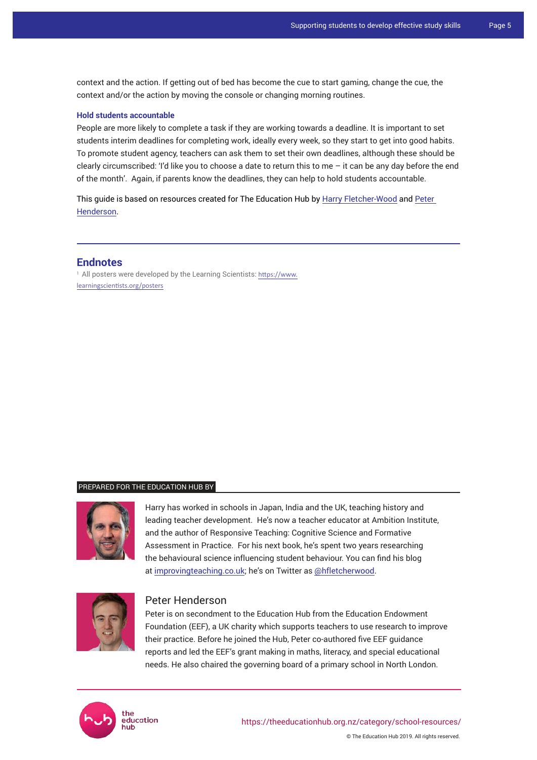context and the action. If getting out of bed has become the cue to start gaming, change the cue, the context and/or the action by moving the console or changing morning routines.

### Hold students accountable

People are more likely to complete a task if they are working towards a deadline. It is important to set students interim deadlines for completing work, ideally every week, so they start to get into good habits. To promote student agency, teachers can ask them to set their own deadlines, although these should be clearly circumscribed: 'I'd like you to choose a date to return this to me – it can be any day before the end of the month'. Again, if parents know the deadlines, they can help to hold students accountable.

This guide is based on resources created for The Education Hub by Harry Fletcher-Wood and Peter Henderson.

## Endnotes

[1] All posters were developed by the Learning Scientists: https://www.learningscientists.org/posters

PREPARED FOR THE EDUCATION HUB BY

Harry has worked in schools in Japan, India and the UK, teaching history and leading teacher development. He's now a teacher educator at Ambition Institute, and the author of Responsive Teaching: Cognitive Science and Formative Assessment in Practice. For his next book, he's spent two years researching the behavioural science influencing student behaviour. You can find his blog at improvingteaching.co.uk; he's on Twitter as @hfletcherwood.

### Peter Henderson

Peter is on secondment to the Education Hub from the Education Endowment Foundation (EEF), a UK charity which supports teachers to use research to improve their practice. Before he joined the Hub, Peter co-authored five EEF guidance reports and led the EEF's grant making in maths, literacy, and special educational needs. He also chaired the governing board of a primary school in North London.

the education hub

https://theeducationhub.org.nz/category/school-resources/

© The Education Hub 2019. All rights reserved.